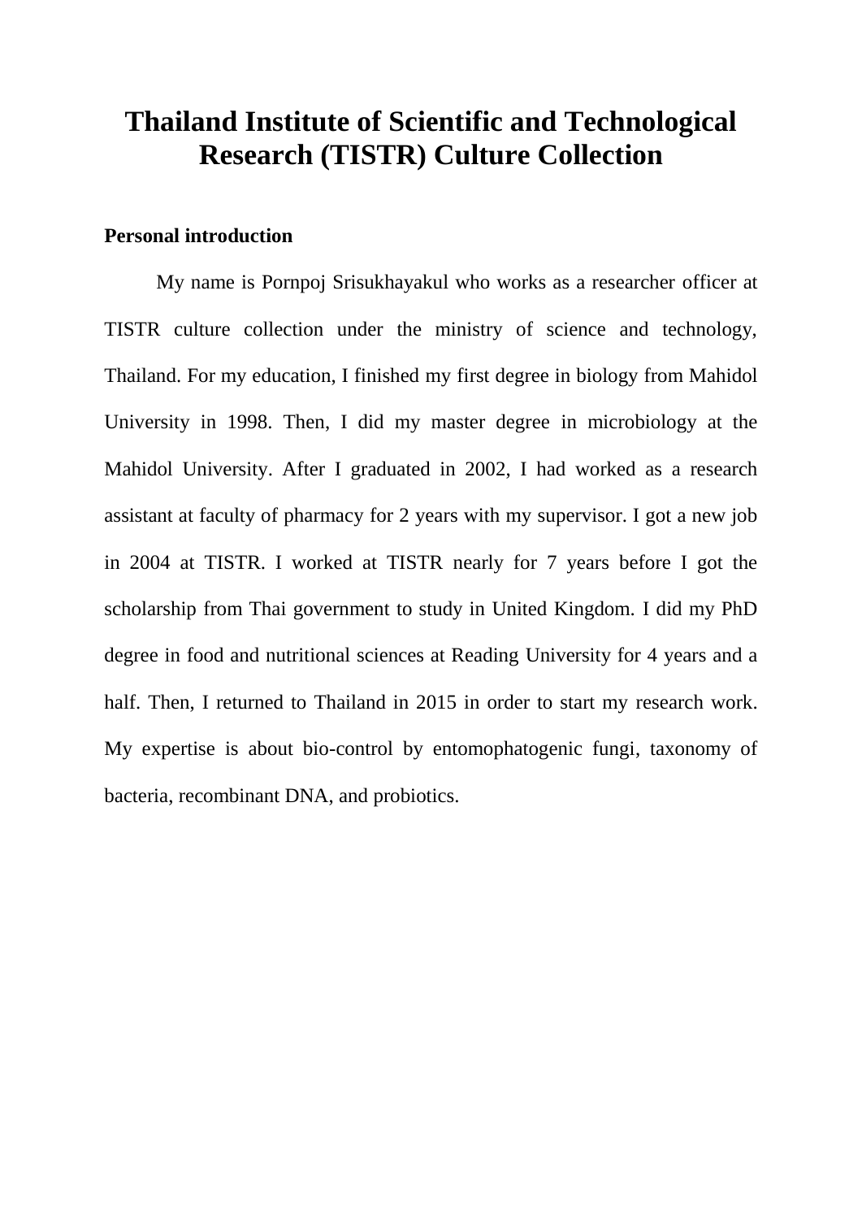# Thailand Institute of Scientific and Technological Research (TISTR) Culture Collection

## Personal introduction

My name is Pornpoj Srisukhayakul who works as a researcher officer at TISTR culture collection under the ministry of science and technology, Thailand. For my education, I finished my first degree in biology from Mahidol University in 1998. Then, I did my master degree in microbiology at the Mahidol University. After I graduated in 2002, I had worked as a research assistant at faculty of pharmacy for 2 years with my supervisor. I got a new job in 2004 at TISTR. I worked at TISTR nearly for 7 years before I got the scholarship from Thai government to study in United Kingdom. I did my PhD degree in food and nutritional sciences at Reading University for 4 years and a half. Then, I returned to Thailand in 2015 in order to start my research work. My expertise is about bio-control by entomophatogenic fungi, taxonomy of bacteria, recombinant DNA, and probiotics.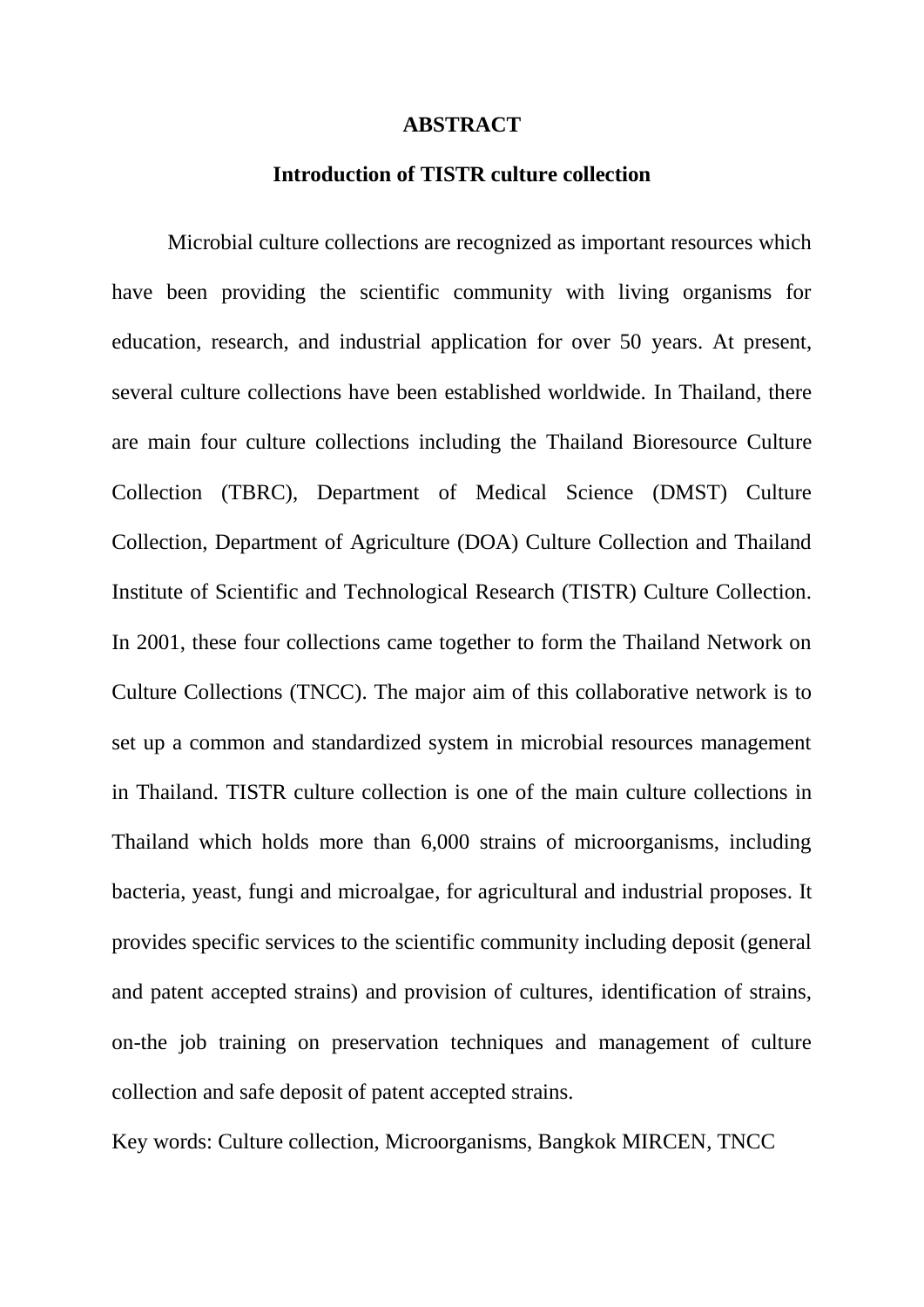# ABSTRACT

## Introduction of TISTR culture collection

Microbial culture collections are recognized as important resources which have been providing the scientific community with living organisms for education, research, and industrial application for over 50 years. At present, several culture collections have been established worldwide. In Thailand, there are main four culture collections including the Thailand Bioresource Culture Collection (TBRC), Department of Medical Science (DMST) Culture Collection, Department of Agriculture (DOA) Culture Collection and Thailand Institute of Scientific and Technological Research (TISTR) Culture Collection. In 2001, these four collections came together to form the Thailand Network on Culture Collections (TNCC). The major aim of this collaborative network is to set up a common and standardized system in microbial resources management in Thailand. TISTR culture collection is one of the main culture collections in Thailand which holds more than 6,000 strains of microorganisms, including bacteria, yeast, fungi and microalgae, for agricultural and industrial proposes. It provides specific services to the scientific community including deposit (general and patent accepted strains) and provision of cultures, identification of strains, on-the job training on preservation techniques and management of culture collection and safe deposit of patent accepted strains.

Key words: Culture collection, Microorganisms, Bangkok MIRCEN, TNCC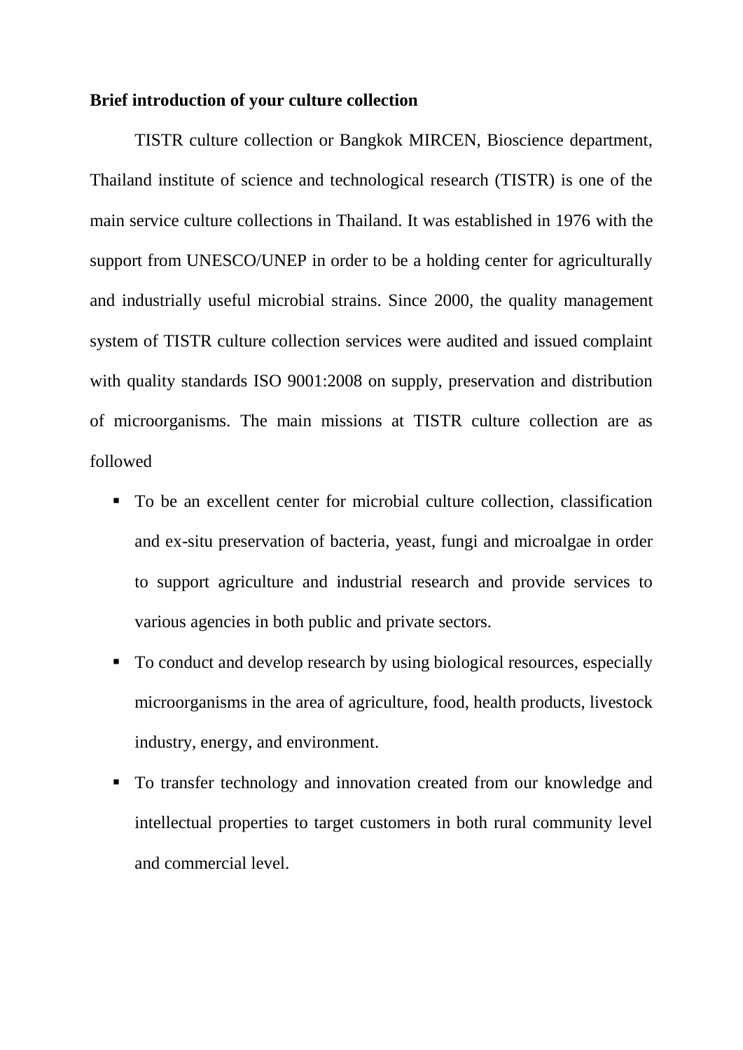**Brief introduction of your culture collection**

TISTR culture collection or Bangkok MIRCEN, Bioscience department, Thailand institute of science and technological research (TISTR) is one of the main service culture collections in Thailand. It was established in 1976 with the support from UNESCO/UNEP in order to be a holding center for agriculturally and industrially useful microbial strains. Since 2000, the quality management system of TISTR culture collection services were audited and issued complaint with quality standards ISO 9001:2008 on supply, preservation and distribution of microorganisms. The main missions at TISTR culture collection are as followed

- To be an excellent center for microbial culture collection, classification and ex-situ preservation of bacteria, yeast, fungi and microalgae in order to support agriculture and industrial research and provide services to various agencies in both public and private sectors.
- To conduct and develop research by using biological resources, especially microorganisms in the area of agriculture, food, health products, livestock industry, energy, and environment.
- To transfer technology and innovation created from our knowledge and intellectual properties to target customers in both rural community level and commercial level.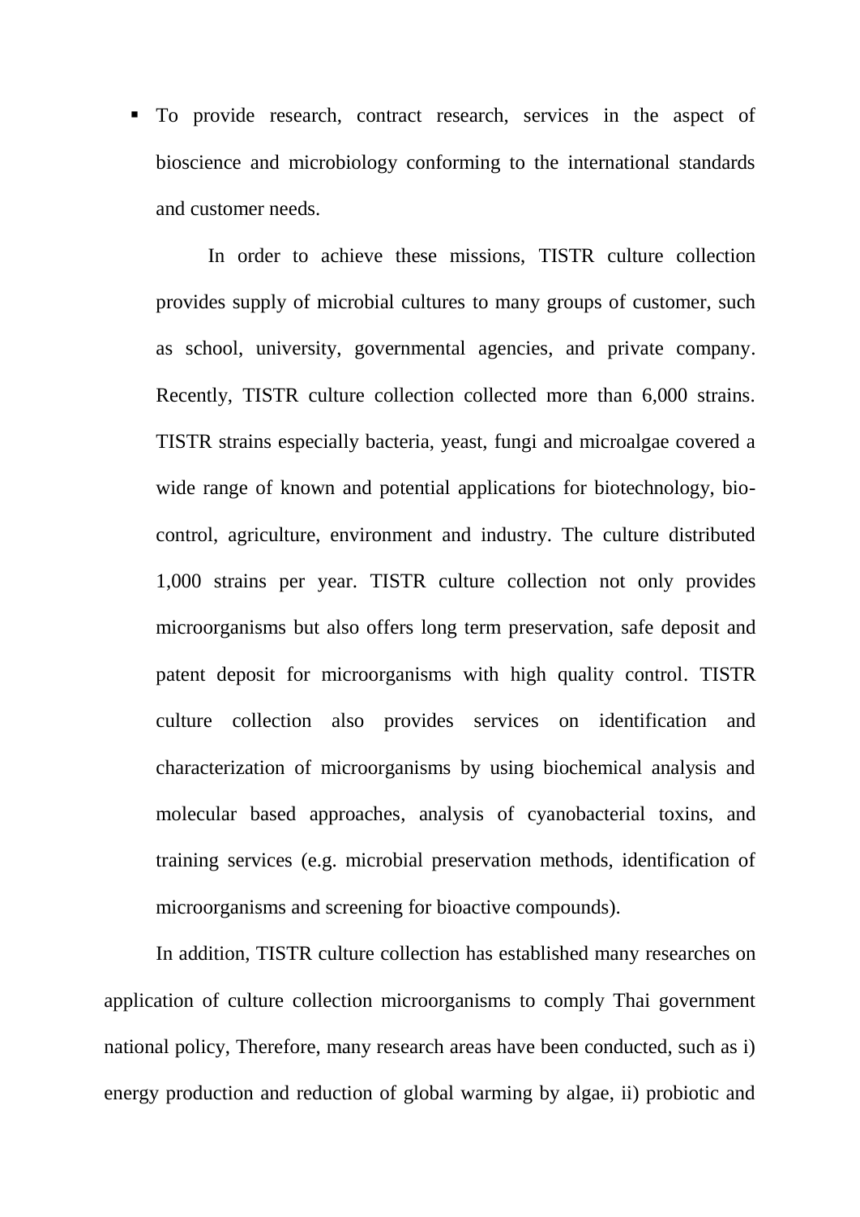- To provide research, contract research, services in the aspect of bioscience and microbiology conforming to the international standards and customer needs.

  In order to achieve these missions, TISTR culture collection provides supply of microbial cultures to many groups of customer, such as school, university, governmental agencies, and private company. Recently, TISTR culture collection collected more than 6,000 strains. TISTR strains especially bacteria, yeast, fungi and microalgae covered a wide range of known and potential applications for biotechnology, bio-control, agriculture, environment and industry. The culture distributed 1,000 strains per year. TISTR culture collection not only provides microorganisms but also offers long term preservation, safe deposit and patent deposit for microorganisms with high quality control. TISTR culture collection also provides services on identification and characterization of microorganisms by using biochemical analysis and molecular based approaches, analysis of cyanobacterial toxins, and training services (e.g. microbial preservation methods, identification of microorganisms and screening for bioactive compounds).

In addition, TISTR culture collection has established many researches on application of culture collection microorganisms to comply Thai government national policy, Therefore, many research areas have been conducted, such as i) energy production and reduction of global warming by algae, ii) probiotic and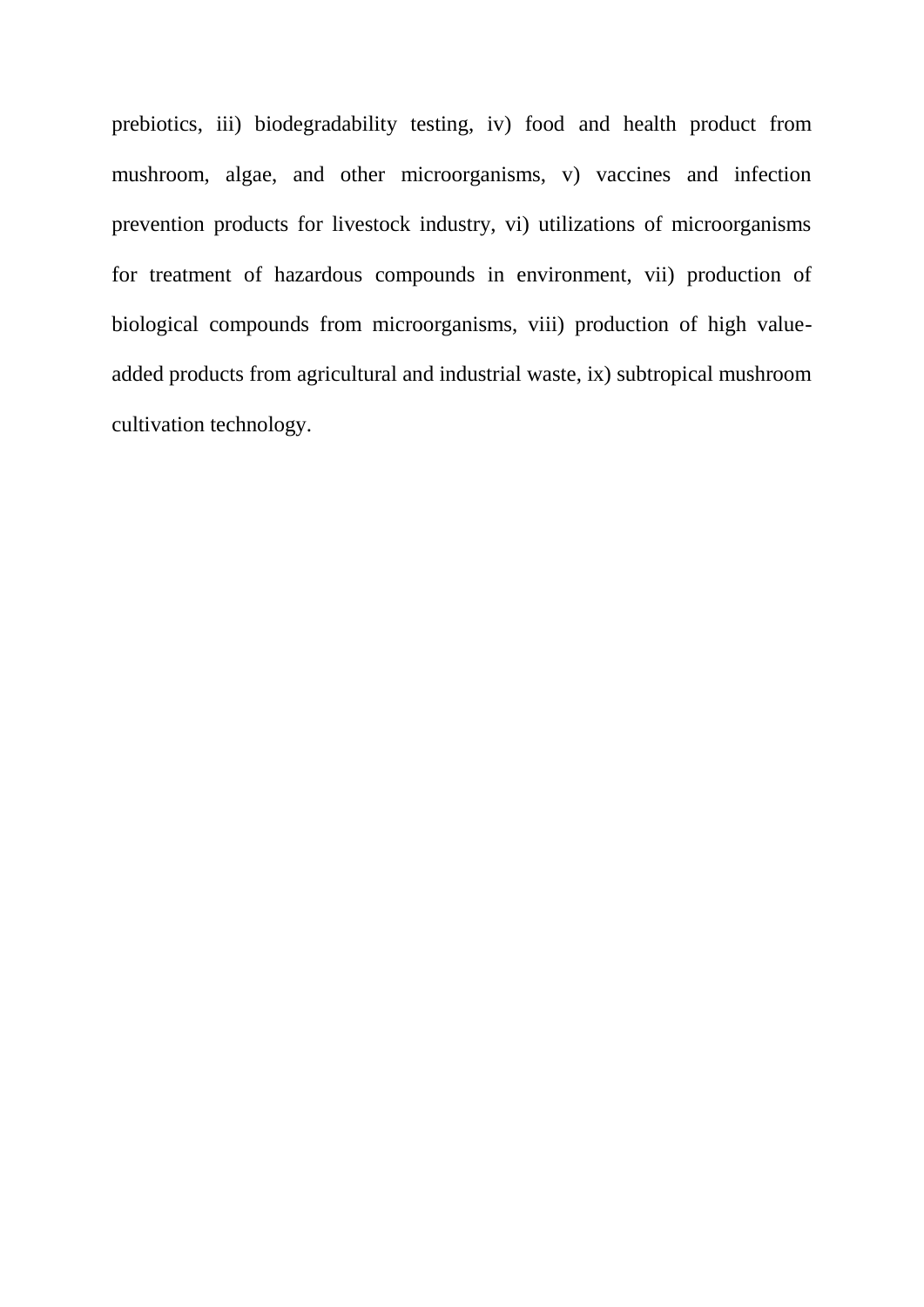prebiotics, iii) biodegradability testing, iv) food and health product from mushroom, algae, and other microorganisms, v) vaccines and infection prevention products for livestock industry, vi) utilizations of microorganisms for treatment of hazardous compounds in environment, vii) production of biological compounds from microorganisms, viii) production of high value-added products from agricultural and industrial waste, ix) subtropical mushroom cultivation technology.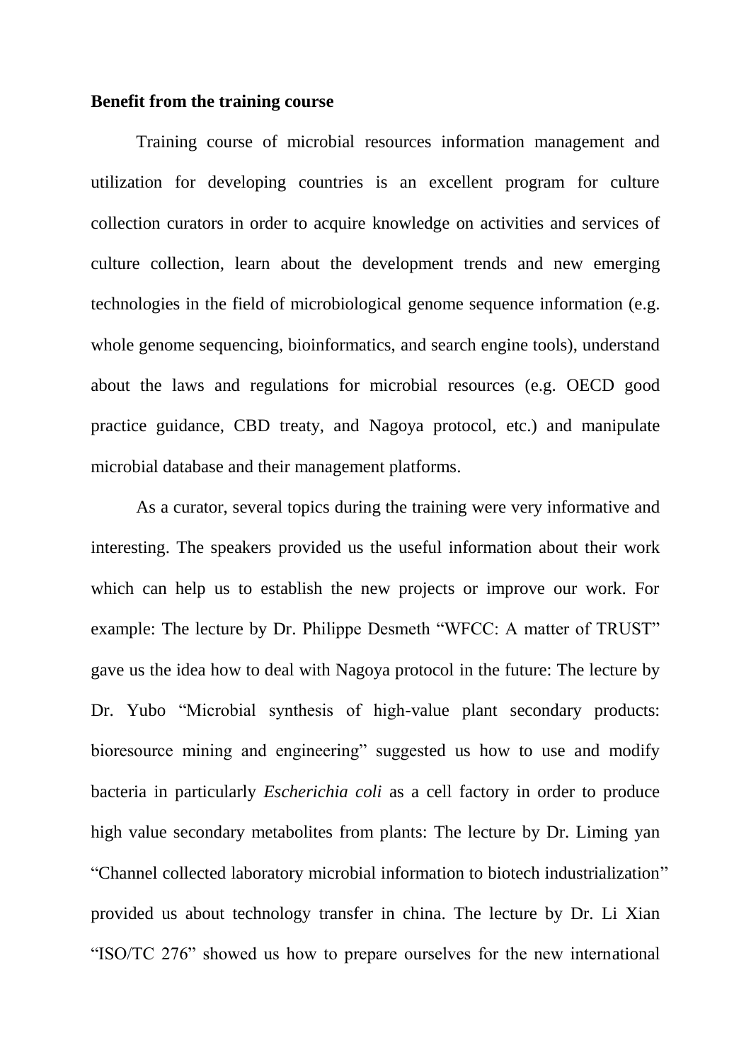**Benefit from the training course**

Training course of microbial resources information management and utilization for developing countries is an excellent program for culture collection curators in order to acquire knowledge on activities and services of culture collection, learn about the development trends and new emerging technologies in the field of microbiological genome sequence information (e.g. whole genome sequencing, bioinformatics, and search engine tools), understand about the laws and regulations for microbial resources (e.g. OECD good practice guidance, CBD treaty, and Nagoya protocol, etc.) and manipulate microbial database and their management platforms.

As a curator, several topics during the training were very informative and interesting. The speakers provided us the useful information about their work which can help us to establish the new projects or improve our work. For example: The lecture by Dr. Philippe Desmeth "WFCC: A matter of TRUST" gave us the idea how to deal with Nagoya protocol in the future: The lecture by Dr. Yubo "Microbial synthesis of high-value plant secondary products: bioresource mining and engineering" suggested us how to use and modify bacteria in particularly *Escherichia coli* as a cell factory in order to produce high value secondary metabolites from plants: The lecture by Dr. Liming yan "Channel collected laboratory microbial information to biotech industrialization" provided us about technology transfer in china. The lecture by Dr. Li Xian "ISO/TC 276" showed us how to prepare ourselves for the new international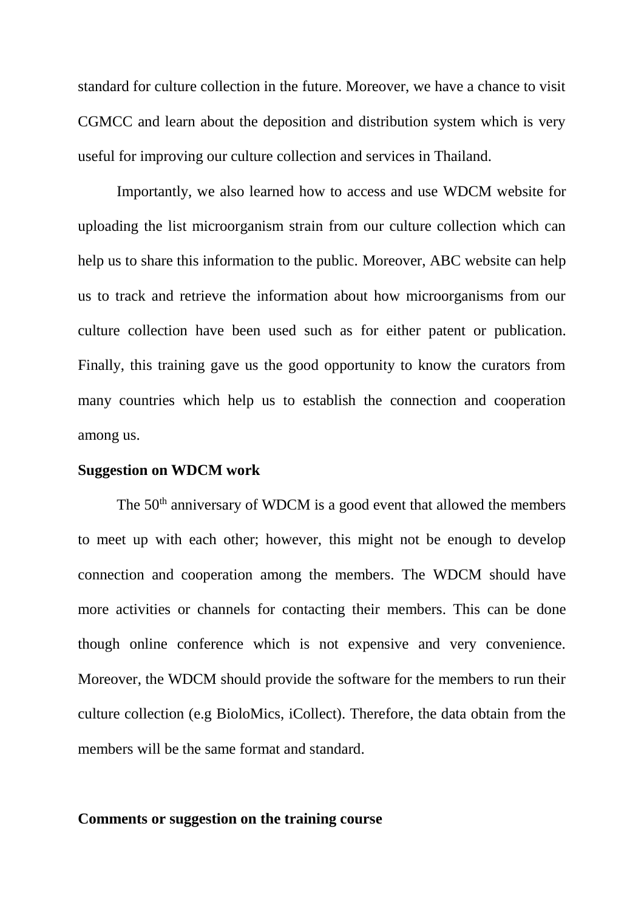standard for culture collection in the future. Moreover, we have a chance to visit CGMCC and learn about the deposition and distribution system which is very useful for improving our culture collection and services in Thailand.

Importantly, we also learned how to access and use WDCM website for uploading the list microorganism strain from our culture collection which can help us to share this information to the public. Moreover, ABC website can help us to track and retrieve the information about how microorganisms from our culture collection have been used such as for either patent or publication. Finally, this training gave us the good opportunity to know the curators from many countries which help us to establish the connection and cooperation among us.

**Suggestion on WDCM work**

The 50$^{th}$ anniversary of WDCM is a good event that allowed the members to meet up with each other; however, this might not be enough to develop connection and cooperation among the members. The WDCM should have more activities or channels for contacting their members. This can be done though online conference which is not expensive and very convenience. Moreover, the WDCM should provide the software for the members to run their culture collection (e.g BioloMics, iCollect). Therefore, the data obtain from the members will be the same format and standard.

**Comments or suggestion on the training course**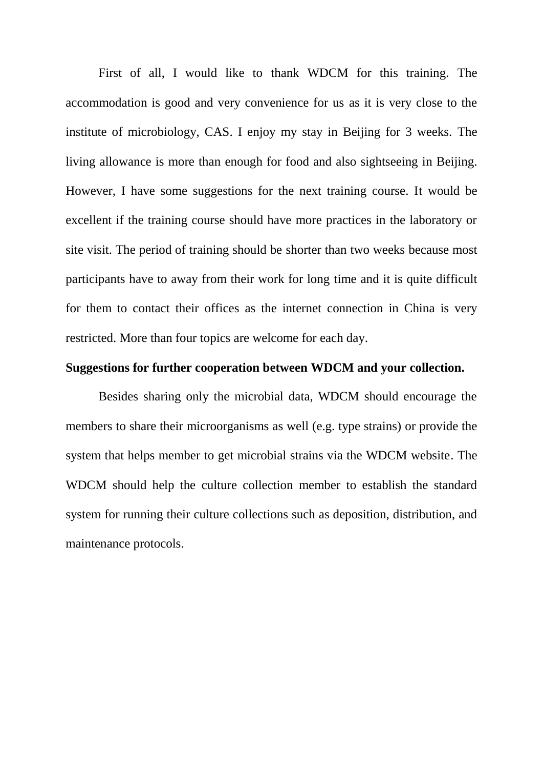First of all, I would like to thank WDCM for this training. The accommodation is good and very convenience for us as it is very close to the institute of microbiology, CAS. I enjoy my stay in Beijing for 3 weeks. The living allowance is more than enough for food and also sightseeing in Beijing. However, I have some suggestions for the next training course. It would be excellent if the training course should have more practices in the laboratory or site visit. The period of training should be shorter than two weeks because most participants have to away from their work for long time and it is quite difficult for them to contact their offices as the internet connection in China is very restricted. More than four topics are welcome for each day.

**Suggestions for further cooperation between WDCM and your collection.**

Besides sharing only the microbial data, WDCM should encourage the members to share their microorganisms as well (e.g. type strains) or provide the system that helps member to get microbial strains via the WDCM website. The WDCM should help the culture collection member to establish the standard system for running their culture collections such as deposition, distribution, and maintenance protocols.